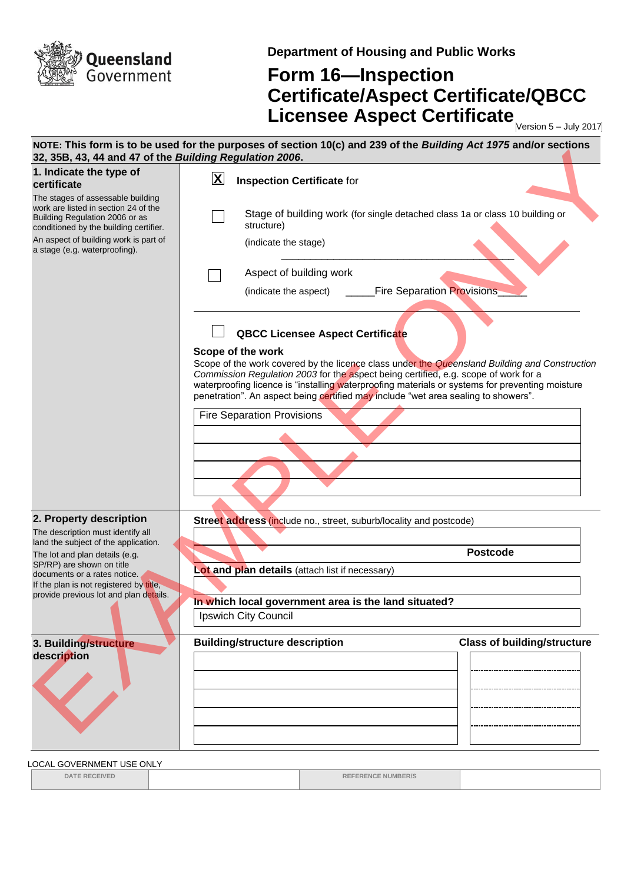Queensland Government

**Department of Housing and Public Works**

# Form 16—Inspection Certificate/Aspect Certificate/QBCC Licensee Aspect Certificate

Version 5 – July 2017

EXAMPLE ONLY

**NOTE: This form is to be used for the purposes of section 10(c) and 239 of the *Building Act 1975* and/or sections 32, 35B, 43, 44 and 47 of the *Building Regulation 2006*.**

## 1. Indicate the type of certificate

The stages of assessable building work are listed in section 24 of the Building Regulation 2006 or as conditioned by the building certifier.

An aspect of building work is part of a stage (e.g. waterproofing).

[X] **Inspection Certificate** for

[ ] Stage of building work (for single detached class 1a or class 10 building or structure)

(indicate the stage) ____________________________________________

[ ] Aspect of building work

(indicate the aspect) _____Fire Separation Provisions_____

[ ] **QBCC Licensee Aspect Certificate**

**Scope of the work**

Scope of the work covered by the licence class under the *Queensland Building and Construction Commission Regulation 2003* for the aspect being certified, e.g. scope of work for a waterproofing licence is "installing waterproofing materials or systems for preventing moisture penetration". An aspect being certified may include "wet area sealing to showers".

Fire Separation Provisions

## 2. Property description

The description must identify all land the subject of the application.

The lot and plan details (e.g. SP/RP) are shown on title documents or a rates notice.

If the plan is not registered by title, provide previous lot and plan details.

**Street address** (include no., street, suburb/locality and postcode)

**Postcode**

**Lot and plan details** (attach list if necessary)

**In which local government area is the land situated?**

Ipswich City Council

## 3. Building/structure description

| Building/structure description | Class of building/structure |
|---|---|
| | |
| | |
| | |
| | |
| | |

LOCAL GOVERNMENT USE ONLY

| DATE RECEIVED | | REFERENCE NUMBER/S | |
|---|---|---|---|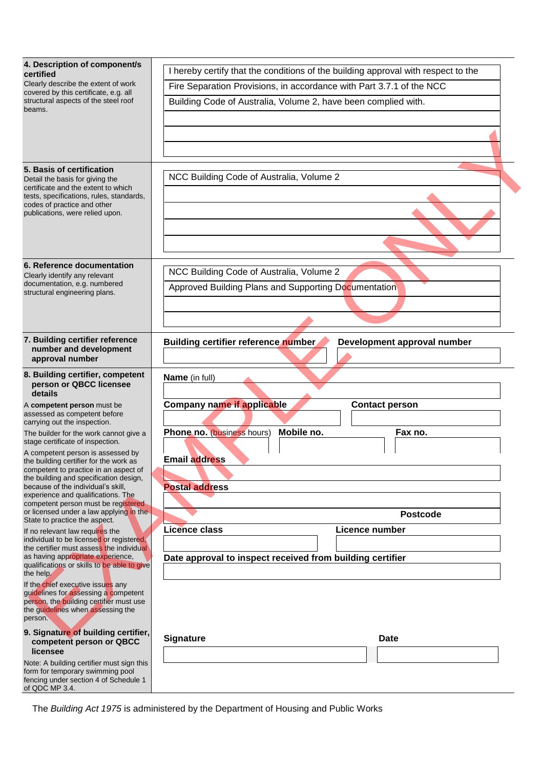| | |
|---|---|
| **4. Description of component/s certified**<br>Clearly describe the extent of work covered by this certificate, e.g. all structural aspects of the steel roof beams. | I hereby certify that the conditions of the building approval with respect to the Fire Separation Provisions, in accordance with Part 3.7.1 of the NCC Building Code of Australia, Volume 2, have been complied with. |
| **5. Basis of certification**<br>Detail the basis for giving the certificate and the extent to which tests, specifications, rules, standards, codes of practice and other publications, were relied upon. | NCC Building Code of Australia, Volume 2 |
| **6. Reference documentation**<br>Clearly identify any relevant documentation, e.g. numbered structural engineering plans. | NCC Building Code of Australia, Volume 2<br>Approved Building Plans and Supporting Documentation |
| **7. Building certifier reference number and development approval number** | **Building certifier reference number** **Development approval number** |
| **8. Building certifier, competent person or QBCC licensee details**<br>A **competent person** must be assessed as competent before carrying out the inspection.<br>The builder for the work cannot give a stage certificate of inspection.<br>A competent person is assessed by the building certifier for the work as competent to practice in an aspect of the building and specification design, because of the individual's skill, experience and qualifications. The competent person must be registered or licensed under a law applying in the State to practice the aspect.<br>If no relevant law requires the individual to be licensed or registered, the certifier must assess the individual as having appropriate experience, qualifications or skills to be able to give the help.<br>If the chief executive issues any guidelines for assessing a competent person, the building certifier must use the guidelines when assessing the person. | **Name** (in full)<br>**Company name if applicable** **Contact person**<br>**Phone no.** (business hours) **Mobile no.** **Fax no.**<br>**Email address**<br>**Postal address**<br>**Postcode**<br>**Licence class** **Licence number**<br>**Date approval to inspect received from building certifier** |
| **9. Signature of building certifier, competent person or QBCC licensee**<br>Note: A building certifier must sign this form for temporary swimming pool fencing under section 4 of Schedule 1 of QDC MP 3.4. | **Signature** **Date** |

The *Building Act 1975* is administered by the Department of Housing and Public Works